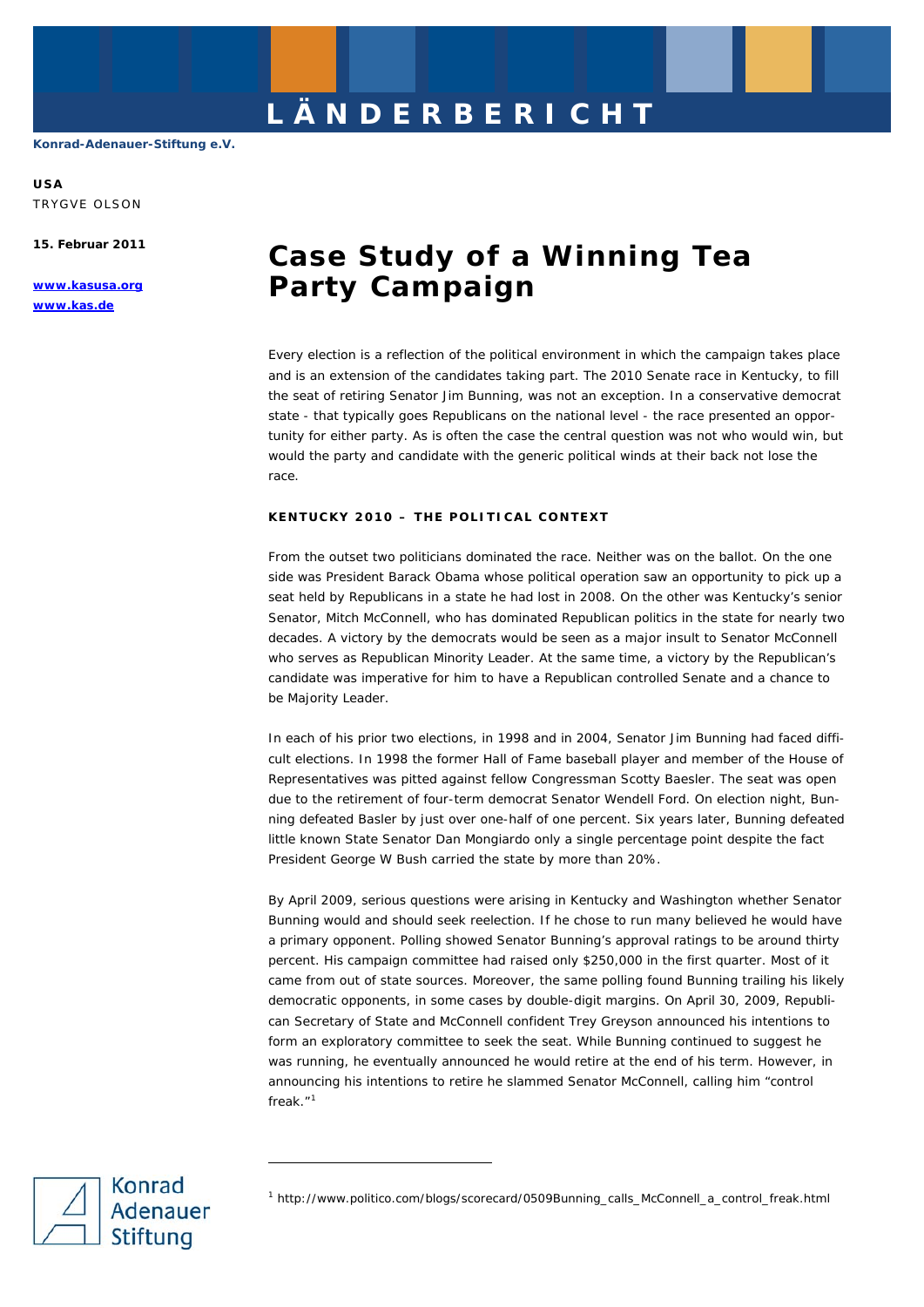LÄNDERBERICHT

Konrad-Adenauer-Stiftung e.V.

**USA**
TRYGVE OLSON

**15. Februar 2011**

**www.kasusa.org**
**www.kas.de**

# Case Study of a Winning Tea Party Campaign

Every election is a reflection of the political environment in which the campaign takes place and is an extension of the candidates taking part. The 2010 Senate race in Kentucky, to fill the seat of retiring Senator Jim Bunning, was not an exception. In a conservative democrat state - that typically goes Republicans on the national level - the race presented an opportunity for either party. As is often the case the central question was not who would win, but would the party and candidate with the generic political winds at their back not lose the race.

## KENTUCKY 2010 – THE POLITICAL CONTEXT

From the outset two politicians dominated the race. Neither was on the ballot. On the one side was President Barack Obama whose political operation saw an opportunity to pick up a seat held by Republicans in a state he had lost in 2008. On the other was Kentucky's senior Senator, Mitch McConnell, who has dominated Republican politics in the state for nearly two decades. A victory by the democrats would be seen as a major insult to Senator McConnell who serves as Republican Minority Leader. At the same time, a victory by the Republican's candidate was imperative for him to have a Republican controlled Senate and a chance to be Majority Leader.

In each of his prior two elections, in 1998 and in 2004, Senator Jim Bunning had faced difficult elections. In 1998 the former Hall of Fame baseball player and member of the House of Representatives was pitted against fellow Congressman Scotty Baesler. The seat was open due to the retirement of four-term democrat Senator Wendell Ford. On election night, Bunning defeated Basler by just over one-half of one percent. Six years later, Bunning defeated little known State Senator Dan Mongiardo only a single percentage point despite the fact President George W Bush carried the state by more than 20%.

By April 2009, serious questions were arising in Kentucky and Washington whether Senator Bunning would and should seek reelection. If he chose to run many believed he would have a primary opponent. Polling showed Senator Bunning's approval ratings to be around thirty percent. His campaign committee had raised only $250,000 in the first quarter. Most of it came from out of state sources. Moreover, the same polling found Bunning trailing his likely democratic opponents, in some cases by double-digit margins. On April 30, 2009, Republican Secretary of State and McConnell confident Trey Greyson announced his intentions to form an exploratory committee to seek the seat. While Bunning continued to suggest he was running, he eventually announced he would retire at the end of his term. However, in announcing his intentions to retire he slammed Senator McConnell, calling him "control freak."[1]

[1] http://www.politico.com/blogs/scorecard/0509Bunning_calls_McConnell_a_control_freak.html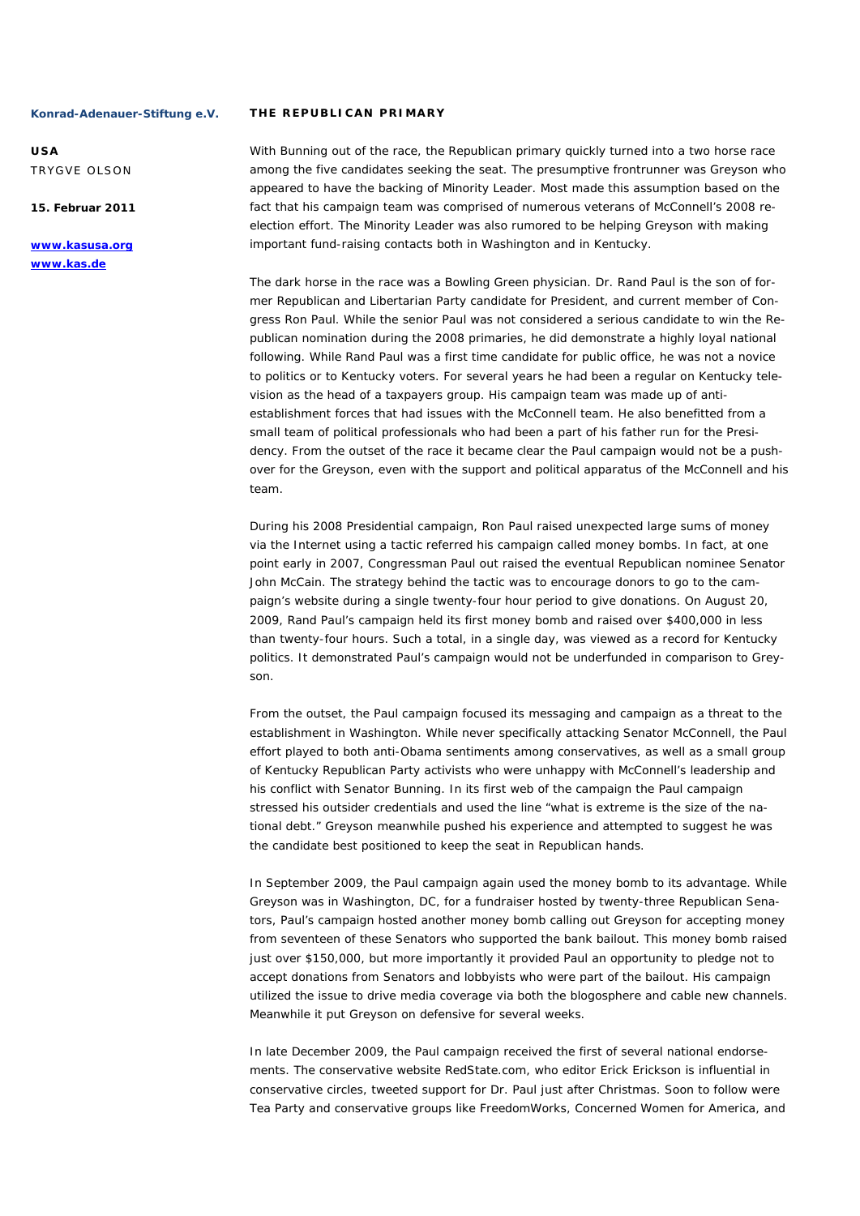## THE REPUBLICAN PRIMARY

With Bunning out of the race, the Republican primary quickly turned into a two horse race among the five candidates seeking the seat. The presumptive frontrunner was Greyson who appeared to have the backing of Minority Leader. Most made this assumption based on the fact that his campaign team was comprised of numerous veterans of McConnell's 2008 re-election effort. The Minority Leader was also rumored to be helping Greyson with making important fund-raising contacts both in Washington and in Kentucky.

The dark horse in the race was a Bowling Green physician. Dr. Rand Paul is the son of former Republican and Libertarian Party candidate for President, and current member of Congress Ron Paul. While the senior Paul was not considered a serious candidate to win the Republican nomination during the 2008 primaries, he did demonstrate a highly loyal national following. While Rand Paul was a first time candidate for public office, he was not a novice to politics or to Kentucky voters. For several years he had been a regular on Kentucky television as the head of a taxpayers group. His campaign team was made up of anti-establishment forces that had issues with the McConnell team. He also benefitted from a small team of political professionals who had been a part of his father run for the Presidency. From the outset of the race it became clear the Paul campaign would not be a push-over for the Greyson, even with the support and political apparatus of the McConnell and his team.

During his 2008 Presidential campaign, Ron Paul raised unexpected large sums of money via the Internet using a tactic referred his campaign called money bombs. In fact, at one point early in 2007, Congressman Paul out raised the eventual Republican nominee Senator John McCain. The strategy behind the tactic was to encourage donors to go to the campaign's website during a single twenty-four hour period to give donations. On August 20, 2009, Rand Paul's campaign held its first money bomb and raised over $400,000 in less than twenty-four hours. Such a total, in a single day, was viewed as a record for Kentucky politics. It demonstrated Paul's campaign would not be underfunded in comparison to Greyson.

From the outset, the Paul campaign focused its messaging and campaign as a threat to the establishment in Washington. While never specifically attacking Senator McConnell, the Paul effort played to both anti-Obama sentiments among conservatives, as well as a small group of Kentucky Republican Party activists who were unhappy with McConnell's leadership and his conflict with Senator Bunning. In its first web of the campaign the Paul campaign stressed his outsider credentials and used the line "what is extreme is the size of the national debt." Greyson meanwhile pushed his experience and attempted to suggest he was the candidate best positioned to keep the seat in Republican hands.

In September 2009, the Paul campaign again used the money bomb to its advantage. While Greyson was in Washington, DC, for a fundraiser hosted by twenty-three Republican Senators, Paul's campaign hosted another money bomb calling out Greyson for accepting money from seventeen of these Senators who supported the bank bailout. This money bomb raised just over $150,000, but more importantly it provided Paul an opportunity to pledge not to accept donations from Senators and lobbyists who were part of the bailout. His campaign utilized the issue to drive media coverage via both the blogosphere and cable new channels. Meanwhile it put Greyson on defensive for several weeks.

In late December 2009, the Paul campaign received the first of several national endorsements. The conservative website RedState.com, who editor Erick Erickson is influential in conservative circles, tweeted support for Dr. Paul just after Christmas. Soon to follow were Tea Party and conservative groups like FreedomWorks, Concerned Women for America, and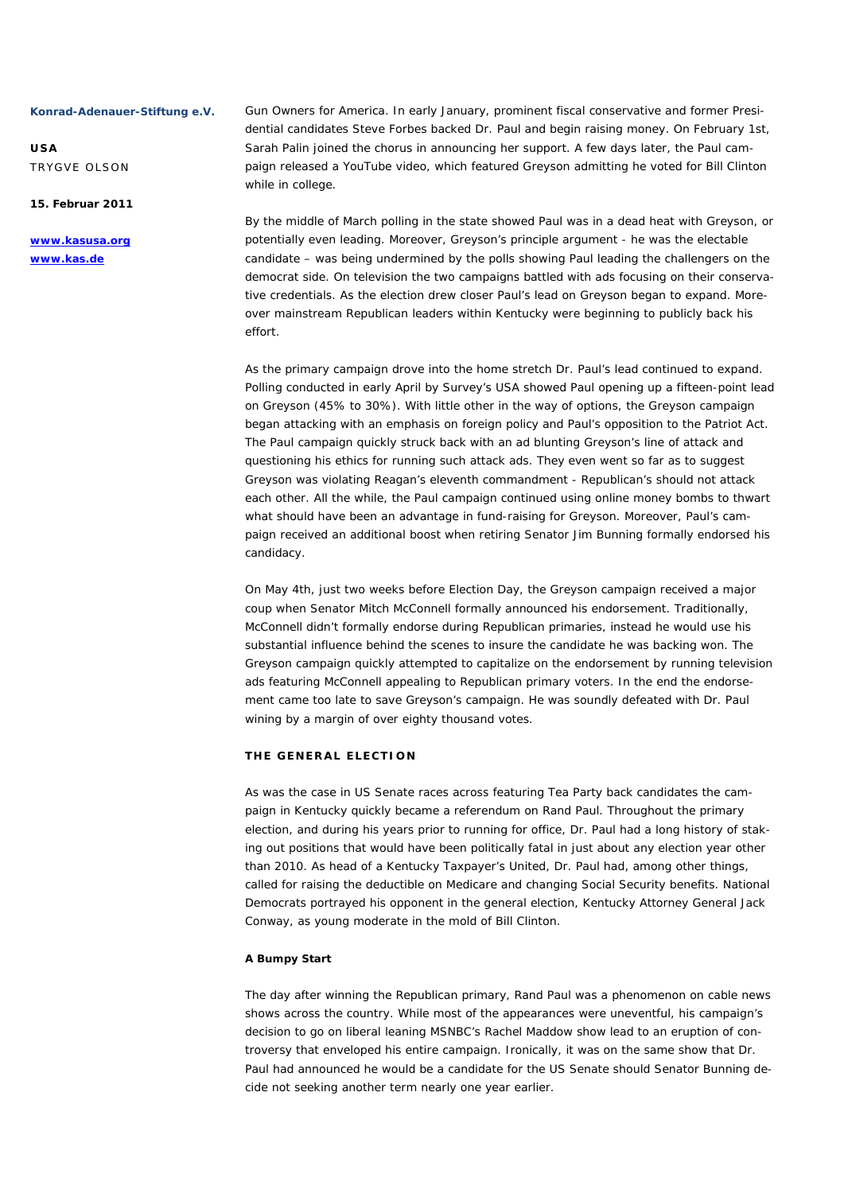Gun Owners for America. In early January, prominent fiscal conservative and former Presidential candidates Steve Forbes backed Dr. Paul and begin raising money. On February 1st, Sarah Palin joined the chorus in announcing her support. A few days later, the Paul campaign released a YouTube video, which featured Greyson admitting he voted for Bill Clinton while in college.

By the middle of March polling in the state showed Paul was in a dead heat with Greyson, or potentially even leading. Moreover, Greyson's principle argument - he was the electable candidate – was being undermined by the polls showing Paul leading the challengers on the democrat side. On television the two campaigns battled with ads focusing on their conservative credentials. As the election drew closer Paul's lead on Greyson began to expand. Moreover mainstream Republican leaders within Kentucky were beginning to publicly back his effort.

As the primary campaign drove into the home stretch Dr. Paul's lead continued to expand. Polling conducted in early April by Survey's USA showed Paul opening up a fifteen-point lead on Greyson (45% to 30%). With little other in the way of options, the Greyson campaign began attacking with an emphasis on foreign policy and Paul's opposition to the Patriot Act. The Paul campaign quickly struck back with an ad blunting Greyson's line of attack and questioning his ethics for running such attack ads. They even went so far as to suggest Greyson was violating Reagan's eleventh commandment - Republican's should not attack each other. All the while, the Paul campaign continued using online money bombs to thwart what should have been an advantage in fund-raising for Greyson. Moreover, Paul's campaign received an additional boost when retiring Senator Jim Bunning formally endorsed his candidacy.

On May 4th, just two weeks before Election Day, the Greyson campaign received a major coup when Senator Mitch McConnell formally announced his endorsement. Traditionally, McConnell didn't formally endorse during Republican primaries, instead he would use his substantial influence behind the scenes to insure the candidate he was backing won. The Greyson campaign quickly attempted to capitalize on the endorsement by running television ads featuring McConnell appealing to Republican primary voters. In the end the endorsement came too late to save Greyson's campaign. He was soundly defeated with Dr. Paul wining by a margin of over eighty thousand votes.

## THE GENERAL ELECTION

As was the case in US Senate races across featuring Tea Party back candidates the campaign in Kentucky quickly became a referendum on Rand Paul. Throughout the primary election, and during his years prior to running for office, Dr. Paul had a long history of staking out positions that would have been politically fatal in just about any election year other than 2010. As head of a Kentucky Taxpayer's United, Dr. Paul had, among other things, called for raising the deductible on Medicare and changing Social Security benefits. National Democrats portrayed his opponent in the general election, Kentucky Attorney General Jack Conway, as young moderate in the mold of Bill Clinton.

### A Bumpy Start

The day after winning the Republican primary, Rand Paul was a phenomenon on cable news shows across the country. While most of the appearances were uneventful, his campaign's decision to go on liberal leaning MSNBC's Rachel Maddow show lead to an eruption of controversy that enveloped his entire campaign. Ironically, it was on the same show that Dr. Paul had announced he would be a candidate for the US Senate should Senator Bunning decide not seeking another term nearly one year earlier.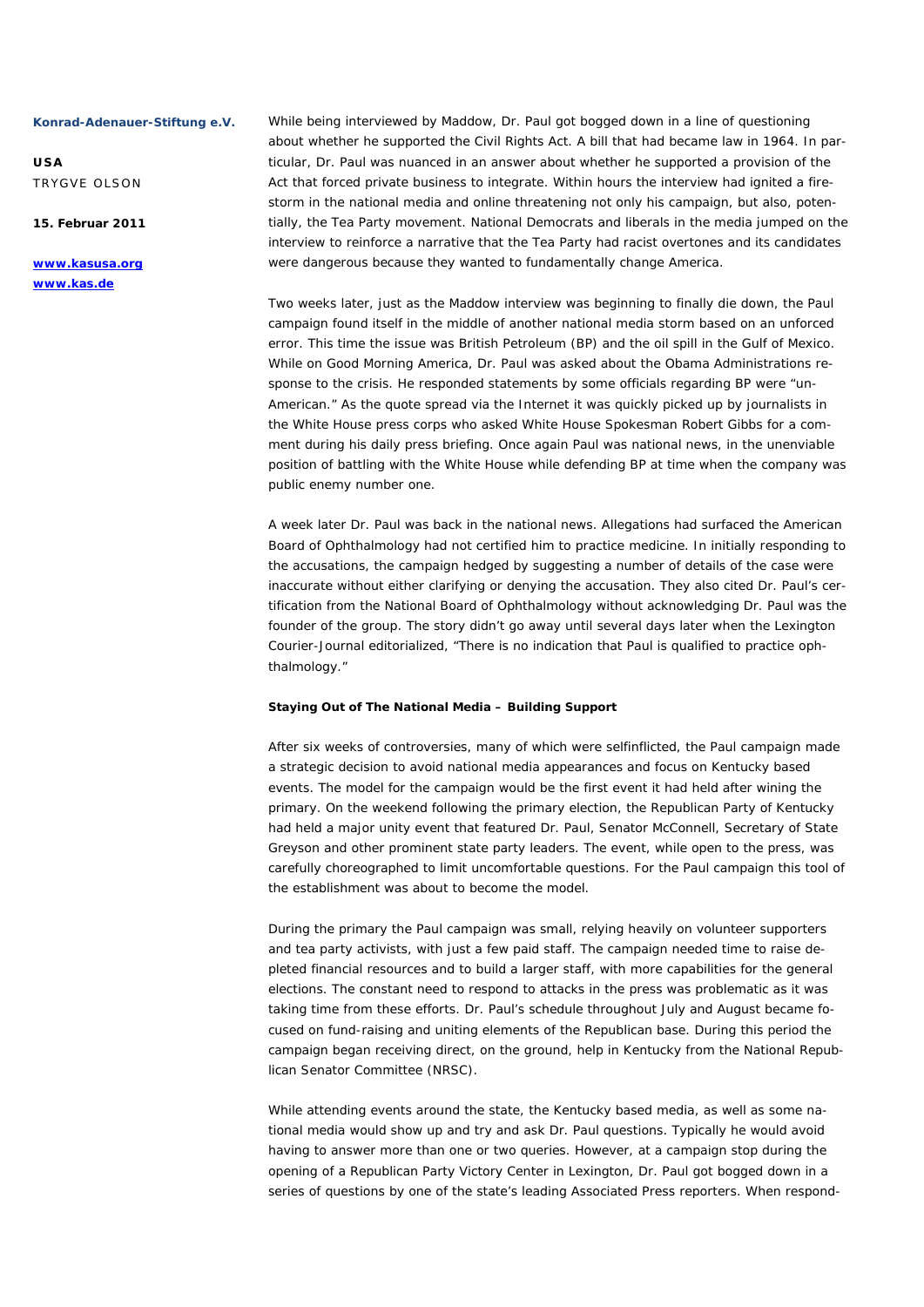While being interviewed by Maddow, Dr. Paul got bogged down in a line of questioning about whether he supported the Civil Rights Act. A bill that had became law in 1964. In particular, Dr. Paul was nuanced in an answer about whether he supported a provision of the Act that forced private business to integrate. Within hours the interview had ignited a firestorm in the national media and online threatening not only his campaign, but also, potentially, the Tea Party movement. National Democrats and liberals in the media jumped on the interview to reinforce a narrative that the Tea Party had racist overtones and its candidates were dangerous because they wanted to fundamentally change America.

Two weeks later, just as the Maddow interview was beginning to finally die down, the Paul campaign found itself in the middle of another national media storm based on an unforced error. This time the issue was British Petroleum (BP) and the oil spill in the Gulf of Mexico. While on Good Morning America, Dr. Paul was asked about the Obama Administrations response to the crisis. He responded statements by some officials regarding BP were "un-American." As the quote spread via the Internet it was quickly picked up by journalists in the White House press corps who asked White House Spokesman Robert Gibbs for a comment during his daily press briefing. Once again Paul was national news, in the unenviable position of battling with the White House while defending BP at time when the company was public enemy number one.

A week later Dr. Paul was back in the national news. Allegations had surfaced the American Board of Ophthalmology had not certified him to practice medicine. In initially responding to the accusations, the campaign hedged by suggesting a number of details of the case were inaccurate without either clarifying or denying the accusation. They also cited Dr. Paul's certification from the National Board of Ophthalmology without acknowledging Dr. Paul was the founder of the group. The story didn't go away until several days later when the Lexington Courier-Journal editorialized, "There is no indication that Paul is qualified to practice ophthalmology."

**Staying Out of The National Media – Building Support**

After six weeks of controversies, many of which were selfinflicted, the Paul campaign made a strategic decision to avoid national media appearances and focus on Kentucky based events. The model for the campaign would be the first event it had held after wining the primary. On the weekend following the primary election, the Republican Party of Kentucky had held a major unity event that featured Dr. Paul, Senator McConnell, Secretary of State Greyson and other prominent state party leaders. The event, while open to the press, was carefully choreographed to limit uncomfortable questions. For the Paul campaign this tool of the establishment was about to become the model.

During the primary the Paul campaign was small, relying heavily on volunteer supporters and tea party activists, with just a few paid staff. The campaign needed time to raise depleted financial resources and to build a larger staff, with more capabilities for the general elections. The constant need to respond to attacks in the press was problematic as it was taking time from these efforts. Dr. Paul's schedule throughout July and August became focused on fund-raising and uniting elements of the Republican base. During this period the campaign began receiving direct, on the ground, help in Kentucky from the National Republican Senator Committee (NRSC).

While attending events around the state, the Kentucky based media, as well as some national media would show up and try and ask Dr. Paul questions. Typically he would avoid having to answer more than one or two queries. However, at a campaign stop during the opening of a Republican Party Victory Center in Lexington, Dr. Paul got bogged down in a series of questions by one of the state's leading Associated Press reporters. When respond-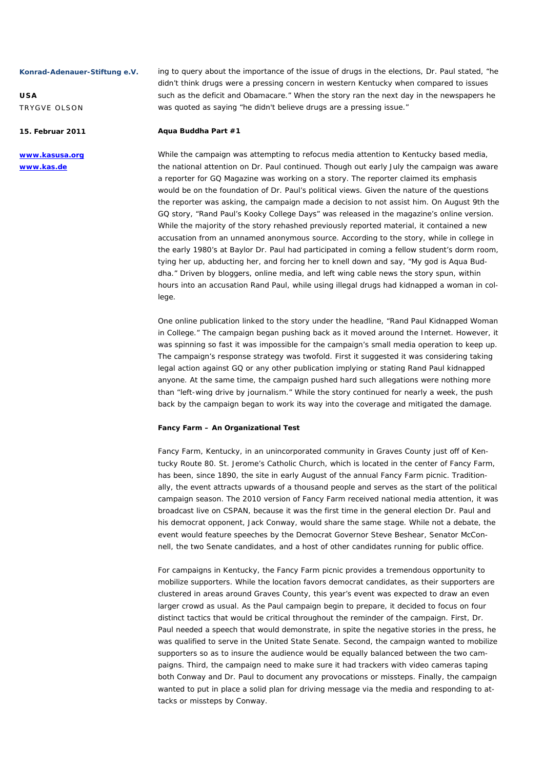ing to query about the importance of the issue of drugs in the elections, Dr. Paul stated, "he didn't think drugs were a pressing concern in western Kentucky when compared to issues such as the deficit and Obamacare." When the story ran the next day in the newspapers he was quoted as saying "he didn't believe drugs are a pressing issue."

**Aqua Buddha Part #1**

While the campaign was attempting to refocus media attention to Kentucky based media, the national attention on Dr. Paul continued. Though out early July the campaign was aware a reporter for GQ Magazine was working on a story. The reporter claimed its emphasis would be on the foundation of Dr. Paul's political views. Given the nature of the questions the reporter was asking, the campaign made a decision to not assist him. On August 9th the GQ story, "Rand Paul's Kooky College Days" was released in the magazine's online version. While the majority of the story rehashed previously reported material, it contained a new accusation from an unnamed anonymous source. According to the story, while in college in the early 1980's at Baylor Dr. Paul had participated in coming a fellow student's dorm room, tying her up, abducting her, and forcing her to knell down and say, "My god is Aqua Buddha." Driven by bloggers, online media, and left wing cable news the story spun, within hours into an accusation Rand Paul, while using illegal drugs had kidnapped a woman in college.

One online publication linked to the story under the headline, "Rand Paul Kidnapped Woman in College." The campaign began pushing back as it moved around the Internet. However, it was spinning so fast it was impossible for the campaign's small media operation to keep up. The campaign's response strategy was twofold. First it suggested it was considering taking legal action against GQ or any other publication implying or stating Rand Paul kidnapped anyone. At the same time, the campaign pushed hard such allegations were nothing more than "left-wing drive by journalism." While the story continued for nearly a week, the push back by the campaign began to work its way into the coverage and mitigated the damage.

**Fancy Farm – An Organizational Test**

Fancy Farm, Kentucky, in an unincorporated community in Graves County just off of Kentucky Route 80. St. Jerome's Catholic Church, which is located in the center of Fancy Farm, has been, since 1890, the site in early August of the annual Fancy Farm picnic. Traditionally, the event attracts upwards of a thousand people and serves as the start of the political campaign season. The 2010 version of Fancy Farm received national media attention, it was broadcast live on CSPAN, because it was the first time in the general election Dr. Paul and his democrat opponent, Jack Conway, would share the same stage. While not a debate, the event would feature speeches by the Democrat Governor Steve Beshear, Senator McConnell, the two Senate candidates, and a host of other candidates running for public office.

For campaigns in Kentucky, the Fancy Farm picnic provides a tremendous opportunity to mobilize supporters. While the location favors democrat candidates, as their supporters are clustered in areas around Graves County, this year's event was expected to draw an even larger crowd as usual. As the Paul campaign begin to prepare, it decided to focus on four distinct tactics that would be critical throughout the reminder of the campaign. First, Dr. Paul needed a speech that would demonstrate, in spite the negative stories in the press, he was qualified to serve in the United State Senate. Second, the campaign wanted to mobilize supporters so as to insure the audience would be equally balanced between the two campaigns. Third, the campaign need to make sure it had trackers with video cameras taping both Conway and Dr. Paul to document any provocations or missteps. Finally, the campaign wanted to put in place a solid plan for driving message via the media and responding to attacks or missteps by Conway.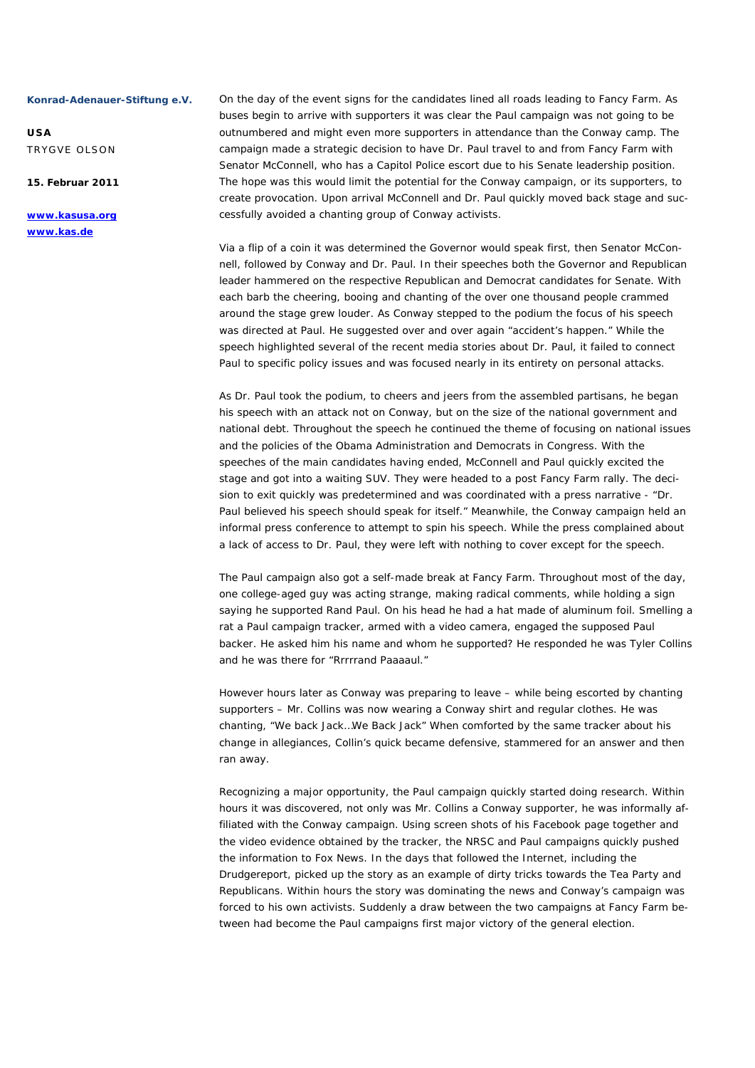On the day of the event signs for the candidates lined all roads leading to Fancy Farm. As buses begin to arrive with supporters it was clear the Paul campaign was not going to be outnumbered and might even more supporters in attendance than the Conway camp. The campaign made a strategic decision to have Dr. Paul travel to and from Fancy Farm with Senator McConnell, who has a Capitol Police escort due to his Senate leadership position. The hope was this would limit the potential for the Conway campaign, or its supporters, to create provocation. Upon arrival McConnell and Dr. Paul quickly moved back stage and successfully avoided a chanting group of Conway activists.

Via a flip of a coin it was determined the Governor would speak first, then Senator McConnell, followed by Conway and Dr. Paul. In their speeches both the Governor and Republican leader hammered on the respective Republican and Democrat candidates for Senate. With each barb the cheering, booing and chanting of the over one thousand people crammed around the stage grew louder. As Conway stepped to the podium the focus of his speech was directed at Paul. He suggested over and over again "accident's happen." While the speech highlighted several of the recent media stories about Dr. Paul, it failed to connect Paul to specific policy issues and was focused nearly in its entirety on personal attacks.

As Dr. Paul took the podium, to cheers and jeers from the assembled partisans, he began his speech with an attack not on Conway, but on the size of the national government and national debt. Throughout the speech he continued the theme of focusing on national issues and the policies of the Obama Administration and Democrats in Congress. With the speeches of the main candidates having ended, McConnell and Paul quickly excited the stage and got into a waiting SUV. They were headed to a post Fancy Farm rally. The decision to exit quickly was predetermined and was coordinated with a press narrative - "Dr. Paul believed his speech should speak for itself." Meanwhile, the Conway campaign held an informal press conference to attempt to spin his speech. While the press complained about a lack of access to Dr. Paul, they were left with nothing to cover except for the speech.

The Paul campaign also got a self-made break at Fancy Farm. Throughout most of the day, one college-aged guy was acting strange, making radical comments, while holding a sign saying he supported Rand Paul. On his head he had a hat made of aluminum foil. Smelling a rat a Paul campaign tracker, armed with a video camera, engaged the supposed Paul backer. He asked him his name and whom he supported? He responded he was Tyler Collins and he was there for "Rrrrrand Paaaaul."

However hours later as Conway was preparing to leave – while being escorted by chanting supporters – Mr. Collins was now wearing a Conway shirt and regular clothes. He was chanting, "We back Jack…We Back Jack" When comforted by the same tracker about his change in allegiances, Collin's quick became defensive, stammered for an answer and then ran away.

Recognizing a major opportunity, the Paul campaign quickly started doing research. Within hours it was discovered, not only was Mr. Collins a Conway supporter, he was informally affiliated with the Conway campaign. Using screen shots of his Facebook page together and the video evidence obtained by the tracker, the NRSC and Paul campaigns quickly pushed the information to Fox News. In the days that followed the Internet, including the Drudgereport, picked up the story as an example of dirty tricks towards the Tea Party and Republicans. Within hours the story was dominating the news and Conway's campaign was forced to his own activists. Suddenly a draw between the two campaigns at Fancy Farm between had become the Paul campaigns first major victory of the general election.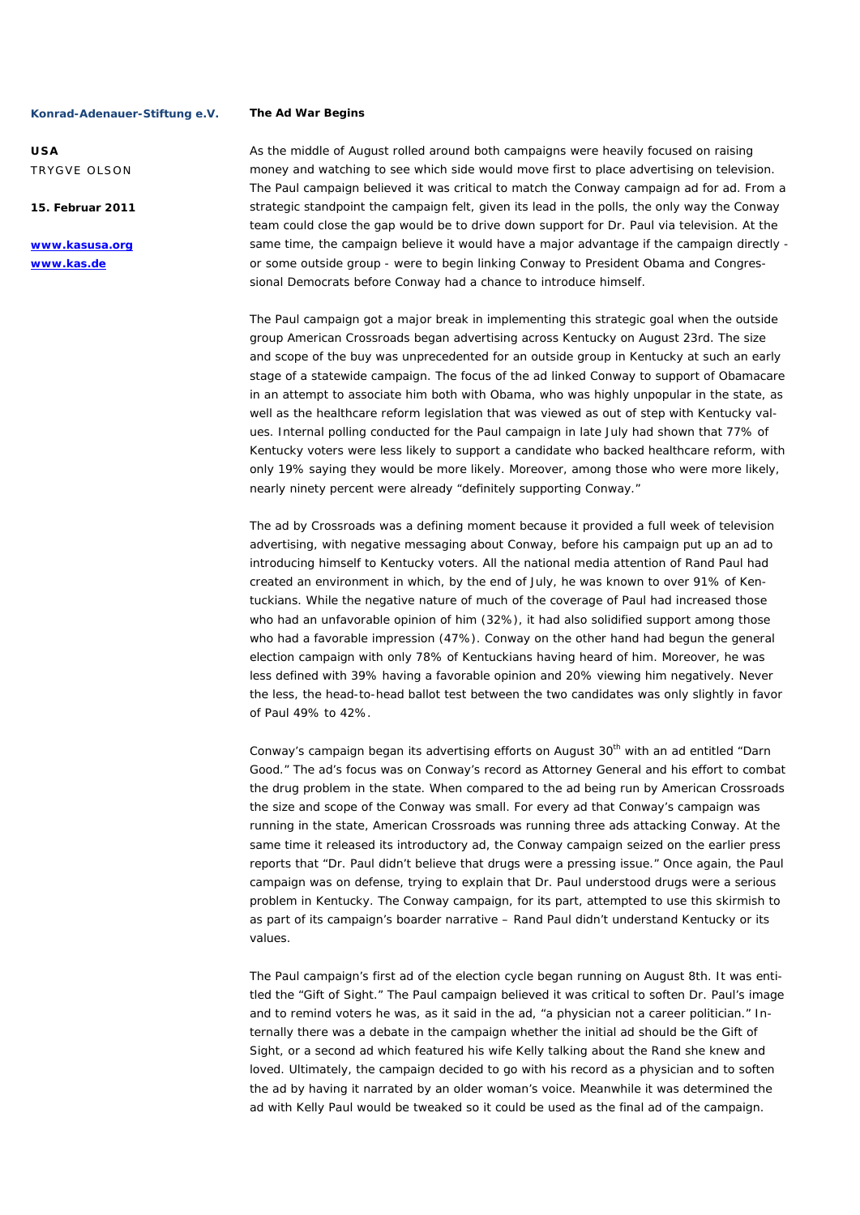## The Ad War Begins

As the middle of August rolled around both campaigns were heavily focused on raising money and watching to see which side would move first to place advertising on television. The Paul campaign believed it was critical to match the Conway campaign ad for ad. From a strategic standpoint the campaign felt, given its lead in the polls, the only way the Conway team could close the gap would be to drive down support for Dr. Paul via television. At the same time, the campaign believe it would have a major advantage if the campaign directly - or some outside group - were to begin linking Conway to President Obama and Congressional Democrats before Conway had a chance to introduce himself.

The Paul campaign got a major break in implementing this strategic goal when the outside group American Crossroads began advertising across Kentucky on August 23rd. The size and scope of the buy was unprecedented for an outside group in Kentucky at such an early stage of a statewide campaign. The focus of the ad linked Conway to support of Obamacare in an attempt to associate him both with Obama, who was highly unpopular in the state, as well as the healthcare reform legislation that was viewed as out of step with Kentucky values. Internal polling conducted for the Paul campaign in late July had shown that 77% of Kentucky voters were less likely to support a candidate who backed healthcare reform, with only 19% saying they would be more likely. Moreover, among those who were more likely, nearly ninety percent were already "definitely supporting Conway."

The ad by Crossroads was a defining moment because it provided a full week of television advertising, with negative messaging about Conway, before his campaign put up an ad to introducing himself to Kentucky voters. All the national media attention of Rand Paul had created an environment in which, by the end of July, he was known to over 91% of Kentuckians. While the negative nature of much of the coverage of Paul had increased those who had an unfavorable opinion of him (32%), it had also solidified support among those who had a favorable impression (47%). Conway on the other hand had begun the general election campaign with only 78% of Kentuckians having heard of him. Moreover, he was less defined with 39% having a favorable opinion and 20% viewing him negatively. Never the less, the head-to-head ballot test between the two candidates was only slightly in favor of Paul 49% to 42%.

Conway's campaign began its advertising efforts on August 30th with an ad entitled "Darn Good." The ad's focus was on Conway's record as Attorney General and his effort to combat the drug problem in the state. When compared to the ad being run by American Crossroads the size and scope of the Conway was small. For every ad that Conway's campaign was running in the state, American Crossroads was running three ads attacking Conway. At the same time it released its introductory ad, the Conway campaign seized on the earlier press reports that "Dr. Paul didn't believe that drugs were a pressing issue." Once again, the Paul campaign was on defense, trying to explain that Dr. Paul understood drugs were a serious problem in Kentucky. The Conway campaign, for its part, attempted to use this skirmish to as part of its campaign's boarder narrative – Rand Paul didn't understand Kentucky or its values.

The Paul campaign's first ad of the election cycle began running on August 8th. It was entitled the "Gift of Sight." The Paul campaign believed it was critical to soften Dr. Paul's image and to remind voters he was, as it said in the ad, "a physician not a career politician." Internally there was a debate in the campaign whether the initial ad should be the Gift of Sight, or a second ad which featured his wife Kelly talking about the Rand she knew and loved. Ultimately, the campaign decided to go with his record as a physician and to soften the ad by having it narrated by an older woman's voice. Meanwhile it was determined the ad with Kelly Paul would be tweaked so it could be used as the final ad of the campaign.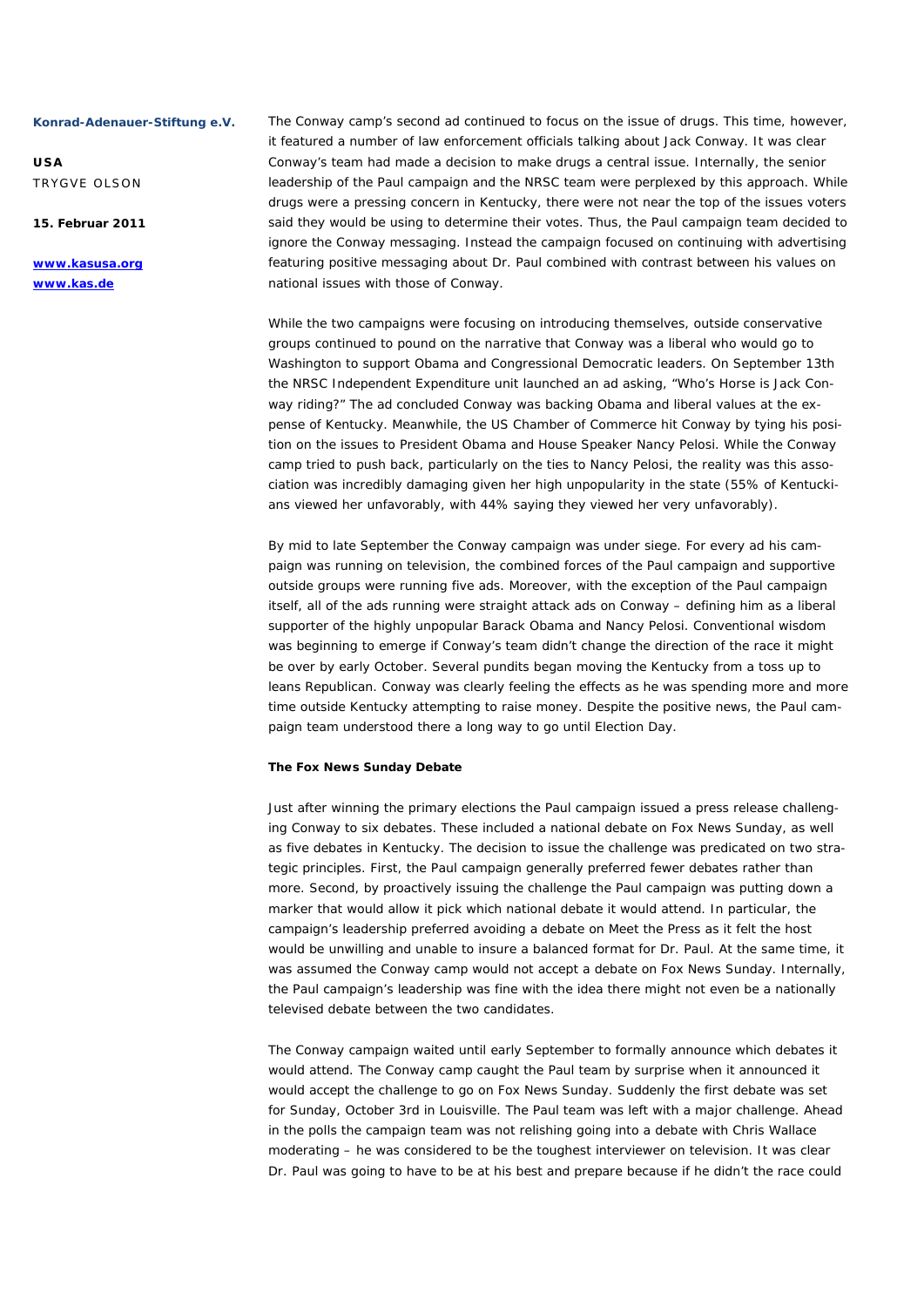The Conway camp's second ad continued to focus on the issue of drugs. This time, however, it featured a number of law enforcement officials talking about Jack Conway. It was clear Conway's team had made a decision to make drugs a central issue. Internally, the senior leadership of the Paul campaign and the NRSC team were perplexed by this approach. While drugs were a pressing concern in Kentucky, there were not near the top of the issues voters said they would be using to determine their votes. Thus, the Paul campaign team decided to ignore the Conway messaging. Instead the campaign focused on continuing with advertising featuring positive messaging about Dr. Paul combined with contrast between his values on national issues with those of Conway.

While the two campaigns were focusing on introducing themselves, outside conservative groups continued to pound on the narrative that Conway was a liberal who would go to Washington to support Obama and Congressional Democratic leaders. On September 13th the NRSC Independent Expenditure unit launched an ad asking, "Who's Horse is Jack Conway riding?" The ad concluded Conway was backing Obama and liberal values at the expense of Kentucky. Meanwhile, the US Chamber of Commerce hit Conway by tying his position on the issues to President Obama and House Speaker Nancy Pelosi. While the Conway camp tried to push back, particularly on the ties to Nancy Pelosi, the reality was this association was incredibly damaging given her high unpopularity in the state (55% of Kentuckians viewed her unfavorably, with 44% saying they viewed her very unfavorably).

By mid to late September the Conway campaign was under siege. For every ad his campaign was running on television, the combined forces of the Paul campaign and supportive outside groups were running five ads. Moreover, with the exception of the Paul campaign itself, all of the ads running were straight attack ads on Conway – defining him as a liberal supporter of the highly unpopular Barack Obama and Nancy Pelosi. Conventional wisdom was beginning to emerge if Conway's team didn't change the direction of the race it might be over by early October. Several pundits began moving the Kentucky from a toss up to leans Republican. Conway was clearly feeling the effects as he was spending more and more time outside Kentucky attempting to raise money. Despite the positive news, the Paul campaign team understood there a long way to go until Election Day.

**The Fox News Sunday Debate**

Just after winning the primary elections the Paul campaign issued a press release challenging Conway to six debates. These included a national debate on Fox News Sunday, as well as five debates in Kentucky. The decision to issue the challenge was predicated on two strategic principles. First, the Paul campaign generally preferred fewer debates rather than more. Second, by proactively issuing the challenge the Paul campaign was putting down a marker that would allow it pick which national debate it would attend. In particular, the campaign's leadership preferred avoiding a debate on Meet the Press as it felt the host would be unwilling and unable to insure a balanced format for Dr. Paul. At the same time, it was assumed the Conway camp would not accept a debate on Fox News Sunday. Internally, the Paul campaign's leadership was fine with the idea there might not even be a nationally televised debate between the two candidates.

The Conway campaign waited until early September to formally announce which debates it would attend. The Conway camp caught the Paul team by surprise when it announced it would accept the challenge to go on Fox News Sunday. Suddenly the first debate was set for Sunday, October 3rd in Louisville. The Paul team was left with a major challenge. Ahead in the polls the campaign team was not relishing going into a debate with Chris Wallace moderating – he was considered to be the toughest interviewer on television. It was clear Dr. Paul was going to have to be at his best and prepare because if he didn't the race could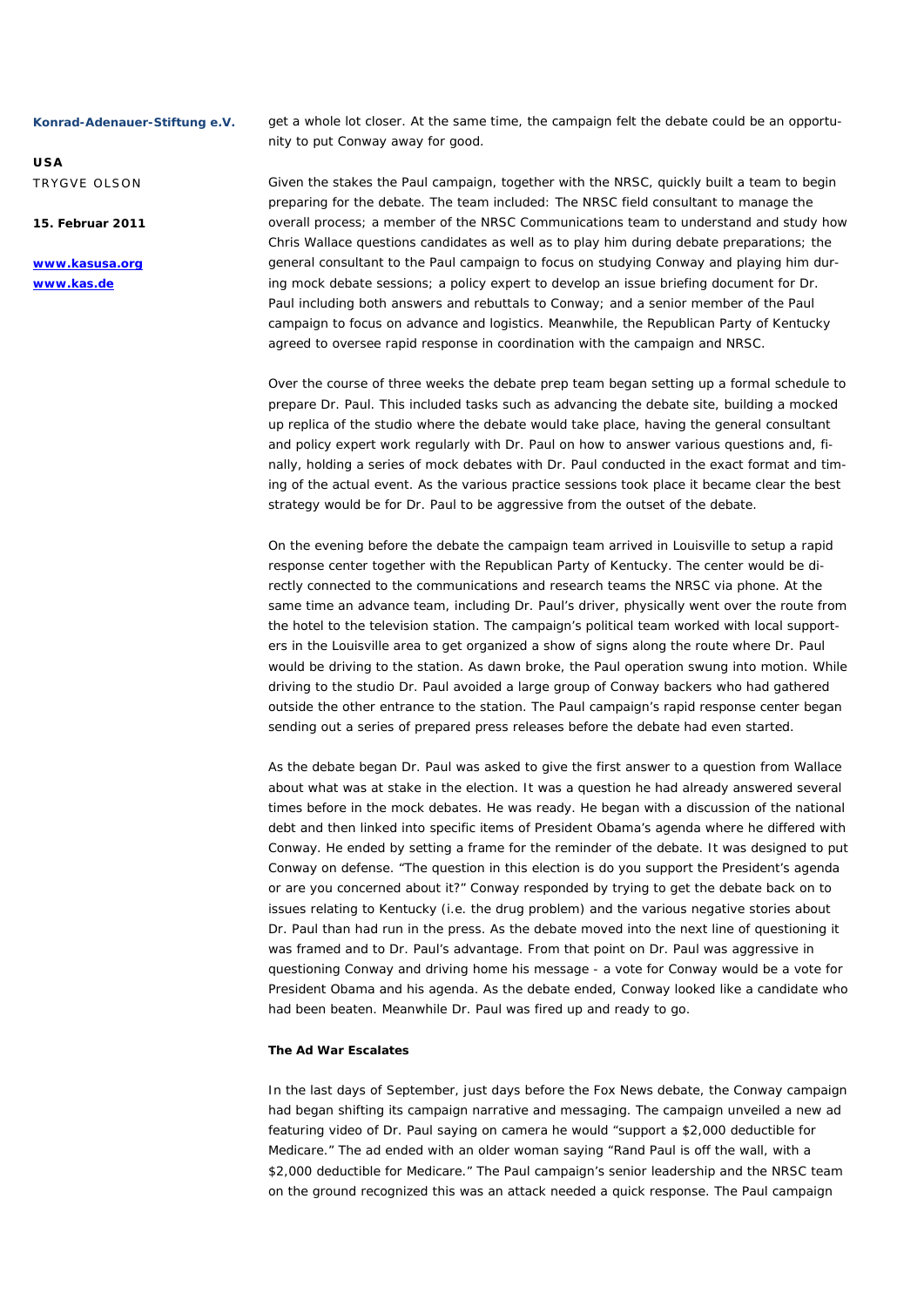get a whole lot closer. At the same time, the campaign felt the debate could be an opportunity to put Conway away for good.

Given the stakes the Paul campaign, together with the NRSC, quickly built a team to begin preparing for the debate. The team included: The NRSC field consultant to manage the overall process; a member of the NRSC Communications team to understand and study how Chris Wallace questions candidates as well as to play him during debate preparations; the general consultant to the Paul campaign to focus on studying Conway and playing him during mock debate sessions; a policy expert to develop an issue briefing document for Dr. Paul including both answers and rebuttals to Conway; and a senior member of the Paul campaign to focus on advance and logistics. Meanwhile, the Republican Party of Kentucky agreed to oversee rapid response in coordination with the campaign and NRSC.

Over the course of three weeks the debate prep team began setting up a formal schedule to prepare Dr. Paul. This included tasks such as advancing the debate site, building a mocked up replica of the studio where the debate would take place, having the general consultant and policy expert work regularly with Dr. Paul on how to answer various questions and, finally, holding a series of mock debates with Dr. Paul conducted in the exact format and timing of the actual event. As the various practice sessions took place it became clear the best strategy would be for Dr. Paul to be aggressive from the outset of the debate.

On the evening before the debate the campaign team arrived in Louisville to setup a rapid response center together with the Republican Party of Kentucky. The center would be directly connected to the communications and research teams the NRSC via phone. At the same time an advance team, including Dr. Paul's driver, physically went over the route from the hotel to the television station. The campaign's political team worked with local supporters in the Louisville area to get organized a show of signs along the route where Dr. Paul would be driving to the station. As dawn broke, the Paul operation swung into motion. While driving to the studio Dr. Paul avoided a large group of Conway backers who had gathered outside the other entrance to the station. The Paul campaign's rapid response center began sending out a series of prepared press releases before the debate had even started.

As the debate began Dr. Paul was asked to give the first answer to a question from Wallace about what was at stake in the election. It was a question he had already answered several times before in the mock debates. He was ready. He began with a discussion of the national debt and then linked into specific items of President Obama's agenda where he differed with Conway. He ended by setting a frame for the reminder of the debate. It was designed to put Conway on defense. "The question in this election is do you support the President's agenda or are you concerned about it?" Conway responded by trying to get the debate back on to issues relating to Kentucky (i.e. the drug problem) and the various negative stories about Dr. Paul than had run in the press. As the debate moved into the next line of questioning it was framed and to Dr. Paul's advantage. From that point on Dr. Paul was aggressive in questioning Conway and driving home his message - a vote for Conway would be a vote for President Obama and his agenda. As the debate ended, Conway looked like a candidate who had been beaten. Meanwhile Dr. Paul was fired up and ready to go.

### The Ad War Escalates

In the last days of September, just days before the Fox News debate, the Conway campaign had began shifting its campaign narrative and messaging. The campaign unveiled a new ad featuring video of Dr. Paul saying on camera he would "support a $2,000 deductible for Medicare." The ad ended with an older woman saying "Rand Paul is off the wall, with a $2,000 deductible for Medicare." The Paul campaign's senior leadership and the NRSC team on the ground recognized this was an attack needed a quick response. The Paul campaign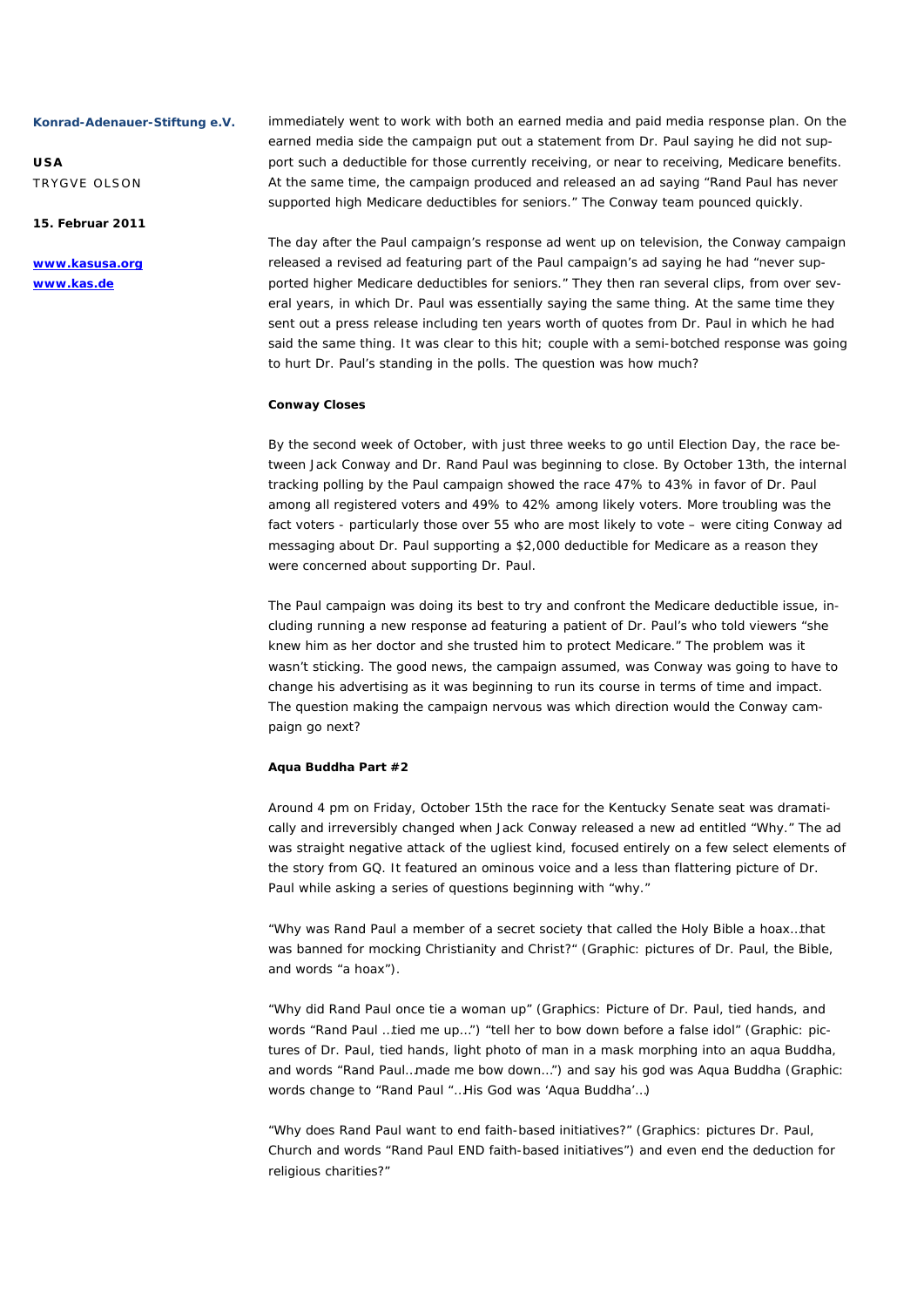immediately went to work with both an earned media and paid media response plan. On the earned media side the campaign put out a statement from Dr. Paul saying he did not support such a deductible for those currently receiving, or near to receiving, Medicare benefits. At the same time, the campaign produced and released an ad saying "Rand Paul has never supported high Medicare deductibles for seniors." The Conway team pounced quickly.

The day after the Paul campaign's response ad went up on television, the Conway campaign released a revised ad featuring part of the Paul campaign's ad saying he had "never supported higher Medicare deductibles for seniors." They then ran several clips, from over several years, in which Dr. Paul was essentially saying the same thing. At the same time they sent out a press release including ten years worth of quotes from Dr. Paul in which he had said the same thing. It was clear to this hit; couple with a semi-botched response was going to hurt Dr. Paul's standing in the polls. The question was how much?

**Conway Closes**

By the second week of October, with just three weeks to go until Election Day, the race between Jack Conway and Dr. Rand Paul was beginning to close. By October 13th, the internal tracking polling by the Paul campaign showed the race 47% to 43% in favor of Dr. Paul among all registered voters and 49% to 42% among likely voters. More troubling was the fact voters - particularly those over 55 who are most likely to vote – were citing Conway ad messaging about Dr. Paul supporting a $2,000 deductible for Medicare as a reason they were concerned about supporting Dr. Paul.

The Paul campaign was doing its best to try and confront the Medicare deductible issue, including running a new response ad featuring a patient of Dr. Paul's who told viewers "she knew him as her doctor and she trusted him to protect Medicare." The problem was it wasn't sticking. The good news, the campaign assumed, was Conway was going to have to change his advertising as it was beginning to run its course in terms of time and impact. The question making the campaign nervous was which direction would the Conway campaign go next?

**Aqua Buddha Part #2**

Around 4 pm on Friday, October 15th the race for the Kentucky Senate seat was dramatically and irreversibly changed when Jack Conway released a new ad entitled "Why." The ad was straight negative attack of the ugliest kind, focused entirely on a few select elements of the story from GQ. It featured an ominous voice and a less than flattering picture of Dr. Paul while asking a series of questions beginning with "why."

"Why was Rand Paul a member of a secret society that called the Holy Bible a hoax…that was banned for mocking Christianity and Christ?" (Graphic: pictures of Dr. Paul, the Bible, and words "a hoax").

"Why did Rand Paul once tie a woman up" (Graphics: Picture of Dr. Paul, tied hands, and words "Rand Paul …tied me up…") "tell her to bow down before a false idol" (Graphic: pictures of Dr. Paul, tied hands, light photo of man in a mask morphing into an aqua Buddha, and words "Rand Paul…made me bow down…") and say his god was Aqua Buddha (Graphic: words change to "Rand Paul "…His God was 'Aqua Buddha'…)

"Why does Rand Paul want to end faith-based initiatives?" (Graphics: pictures Dr. Paul, Church and words "Rand Paul END faith-based initiatives") and even end the deduction for religious charities?"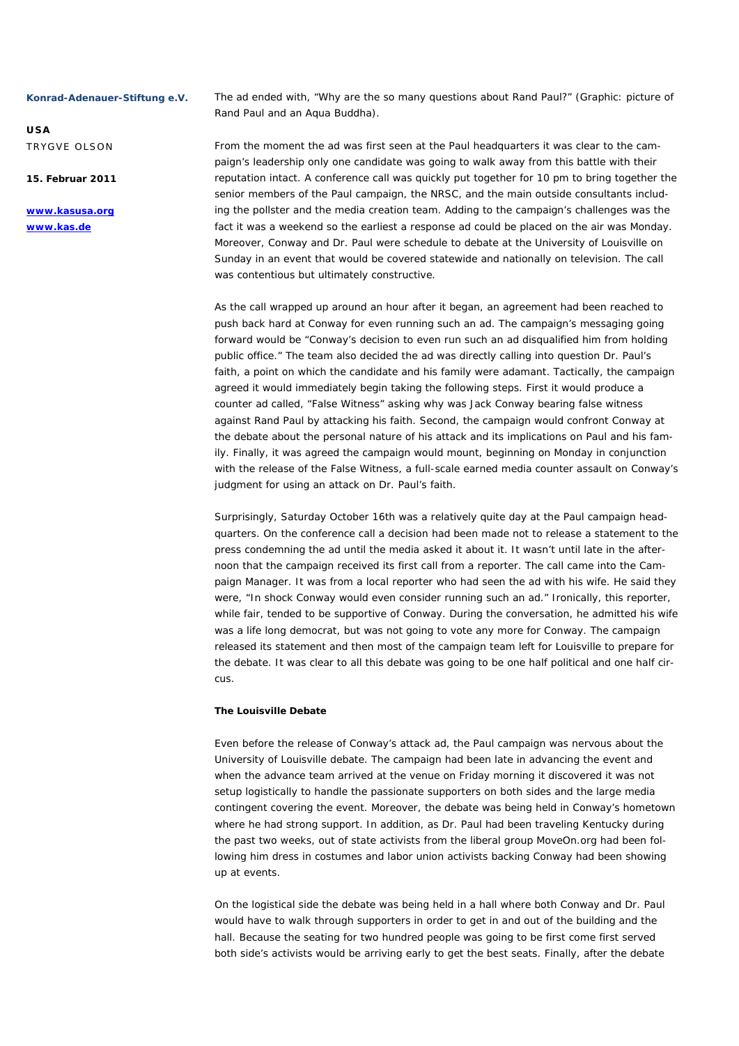The ad ended with, “Why are the so many questions about Rand Paul?” (Graphic: picture of Rand Paul and an Aqua Buddha).

From the moment the ad was first seen at the Paul headquarters it was clear to the campaign’s leadership only one candidate was going to walk away from this battle with their reputation intact. A conference call was quickly put together for 10 pm to bring together the senior members of the Paul campaign, the NRSC, and the main outside consultants including the pollster and the media creation team. Adding to the campaign’s challenges was the fact it was a weekend so the earliest a response ad could be placed on the air was Monday. Moreover, Conway and Dr. Paul were schedule to debate at the University of Louisville on Sunday in an event that would be covered statewide and nationally on television. The call was contentious but ultimately constructive.

As the call wrapped up around an hour after it began, an agreement had been reached to push back hard at Conway for even running such an ad. The campaign’s messaging going forward would be “Conway’s decision to even run such an ad disqualified him from holding public office.” The team also decided the ad was directly calling into question Dr. Paul’s faith, a point on which the candidate and his family were adamant. Tactically, the campaign agreed it would immediately begin taking the following steps. First it would produce a counter ad called, “False Witness” asking why was Jack Conway bearing false witness against Rand Paul by attacking his faith. Second, the campaign would confront Conway at the debate about the personal nature of his attack and its implications on Paul and his family. Finally, it was agreed the campaign would mount, beginning on Monday in conjunction with the release of the False Witness, a full-scale earned media counter assault on Conway’s judgment for using an attack on Dr. Paul’s faith.

Surprisingly, Saturday October 16th was a relatively quite day at the Paul campaign headquarters. On the conference call a decision had been made not to release a statement to the press condemning the ad until the media asked it about it. It wasn’t until late in the afternoon that the campaign received its first call from a reporter. The call came into the Campaign Manager. It was from a local reporter who had seen the ad with his wife. He said they were, “In shock Conway would even consider running such an ad.” Ironically, this reporter, while fair, tended to be supportive of Conway. During the conversation, he admitted his wife was a life long democrat, but was not going to vote any more for Conway. The campaign released its statement and then most of the campaign team left for Louisville to prepare for the debate. It was clear to all this debate was going to be one half political and one half circus.

**The Louisville Debate**

Even before the release of Conway’s attack ad, the Paul campaign was nervous about the University of Louisville debate. The campaign had been late in advancing the event and when the advance team arrived at the venue on Friday morning it discovered it was not setup logistically to handle the passionate supporters on both sides and the large media contingent covering the event. Moreover, the debate was being held in Conway’s hometown where he had strong support. In addition, as Dr. Paul had been traveling Kentucky during the past two weeks, out of state activists from the liberal group MoveOn.org had been following him dress in costumes and labor union activists backing Conway had been showing up at events.

On the logistical side the debate was being held in a hall where both Conway and Dr. Paul would have to walk through supporters in order to get in and out of the building and the hall. Because the seating for two hundred people was going to be first come first served both side’s activists would be arriving early to get the best seats. Finally, after the debate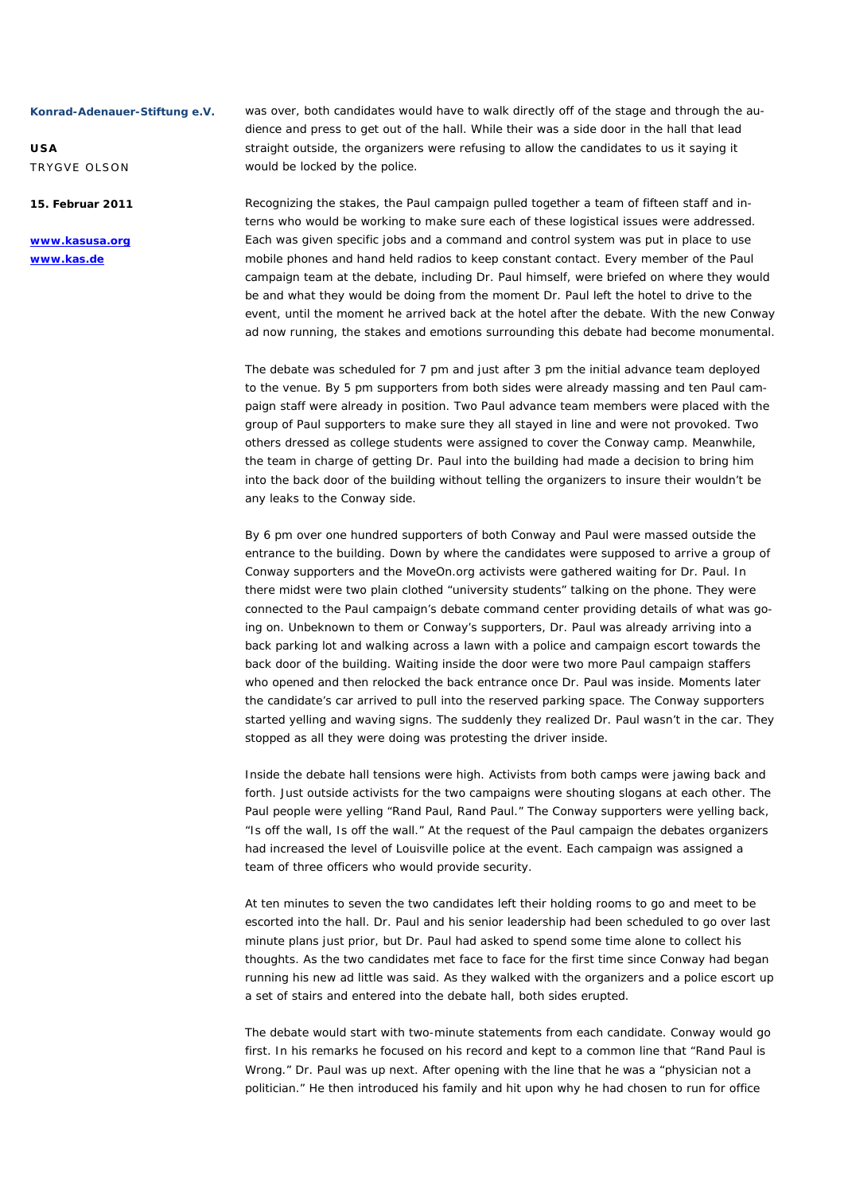was over, both candidates would have to walk directly off of the stage and through the audience and press to get out of the hall. While their was a side door in the hall that lead straight outside, the organizers were refusing to allow the candidates to us it saying it would be locked by the police.

Recognizing the stakes, the Paul campaign pulled together a team of fifteen staff and interns who would be working to make sure each of these logistical issues were addressed. Each was given specific jobs and a command and control system was put in place to use mobile phones and hand held radios to keep constant contact. Every member of the Paul campaign team at the debate, including Dr. Paul himself, were briefed on where they would be and what they would be doing from the moment Dr. Paul left the hotel to drive to the event, until the moment he arrived back at the hotel after the debate. With the new Conway ad now running, the stakes and emotions surrounding this debate had become monumental.

The debate was scheduled for 7 pm and just after 3 pm the initial advance team deployed to the venue. By 5 pm supporters from both sides were already massing and ten Paul campaign staff were already in position. Two Paul advance team members were placed with the group of Paul supporters to make sure they all stayed in line and were not provoked. Two others dressed as college students were assigned to cover the Conway camp. Meanwhile, the team in charge of getting Dr. Paul into the building had made a decision to bring him into the back door of the building without telling the organizers to insure their wouldn't be any leaks to the Conway side.

By 6 pm over one hundred supporters of both Conway and Paul were massed outside the entrance to the building. Down by where the candidates were supposed to arrive a group of Conway supporters and the MoveOn.org activists were gathered waiting for Dr. Paul. In there midst were two plain clothed "university students" talking on the phone. They were connected to the Paul campaign's debate command center providing details of what was going on. Unbeknown to them or Conway's supporters, Dr. Paul was already arriving into a back parking lot and walking across a lawn with a police and campaign escort towards the back door of the building. Waiting inside the door were two more Paul campaign staffers who opened and then relocked the back entrance once Dr. Paul was inside. Moments later the candidate's car arrived to pull into the reserved parking space. The Conway supporters started yelling and waving signs. The suddenly they realized Dr. Paul wasn't in the car. They stopped as all they were doing was protesting the driver inside.

Inside the debate hall tensions were high. Activists from both camps were jawing back and forth. Just outside activists for the two campaigns were shouting slogans at each other. The Paul people were yelling "Rand Paul, Rand Paul." The Conway supporters were yelling back, "Is off the wall, Is off the wall." At the request of the Paul campaign the debates organizers had increased the level of Louisville police at the event. Each campaign was assigned a team of three officers who would provide security.

At ten minutes to seven the two candidates left their holding rooms to go and meet to be escorted into the hall. Dr. Paul and his senior leadership had been scheduled to go over last minute plans just prior, but Dr. Paul had asked to spend some time alone to collect his thoughts. As the two candidates met face to face for the first time since Conway had began running his new ad little was said. As they walked with the organizers and a police escort up a set of stairs and entered into the debate hall, both sides erupted.

The debate would start with two-minute statements from each candidate. Conway would go first. In his remarks he focused on his record and kept to a common line that "Rand Paul is Wrong." Dr. Paul was up next. After opening with the line that he was a "physician not a politician." He then introduced his family and hit upon why he had chosen to run for office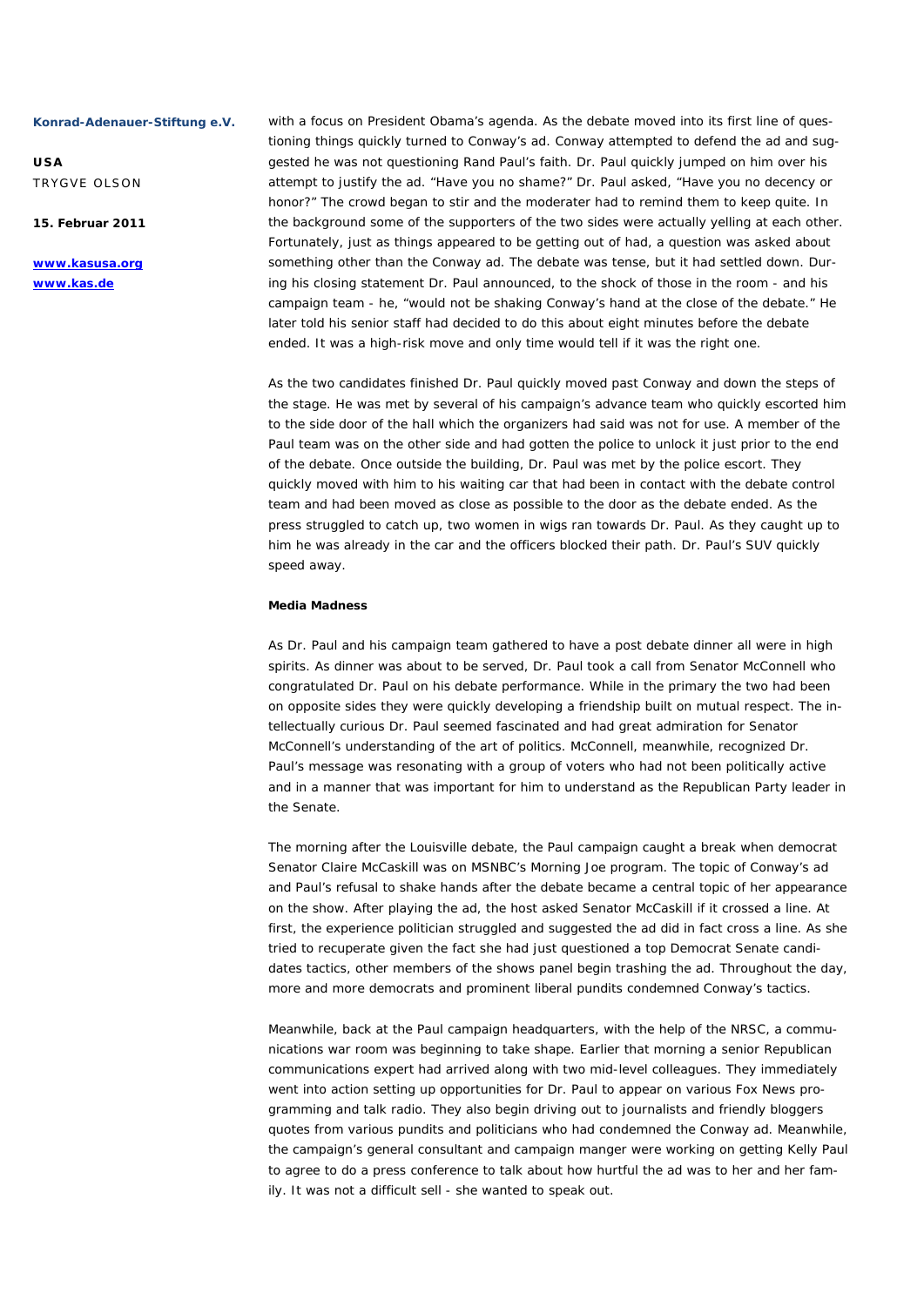with a focus on President Obama's agenda. As the debate moved into its first line of questioning things quickly turned to Conway's ad. Conway attempted to defend the ad and suggested he was not questioning Rand Paul's faith. Dr. Paul quickly jumped on him over his attempt to justify the ad. "Have you no shame?" Dr. Paul asked, "Have you no decency or honor?" The crowd began to stir and the moderater had to remind them to keep quite. In the background some of the supporters of the two sides were actually yelling at each other. Fortunately, just as things appeared to be getting out of had, a question was asked about something other than the Conway ad. The debate was tense, but it had settled down. During his closing statement Dr. Paul announced, to the shock of those in the room - and his campaign team - he, "would not be shaking Conway's hand at the close of the debate." He later told his senior staff had decided to do this about eight minutes before the debate ended. It was a high-risk move and only time would tell if it was the right one.

As the two candidates finished Dr. Paul quickly moved past Conway and down the steps of the stage. He was met by several of his campaign's advance team who quickly escorted him to the side door of the hall which the organizers had said was not for use. A member of the Paul team was on the other side and had gotten the police to unlock it just prior to the end of the debate. Once outside the building, Dr. Paul was met by the police escort. They quickly moved with him to his waiting car that had been in contact with the debate control team and had been moved as close as possible to the door as the debate ended. As the press struggled to catch up, two women in wigs ran towards Dr. Paul. As they caught up to him he was already in the car and the officers blocked their path. Dr. Paul's SUV quickly speed away.

**Media Madness**

As Dr. Paul and his campaign team gathered to have a post debate dinner all were in high spirits. As dinner was about to be served, Dr. Paul took a call from Senator McConnell who congratulated Dr. Paul on his debate performance. While in the primary the two had been on opposite sides they were quickly developing a friendship built on mutual respect. The intellectually curious Dr. Paul seemed fascinated and had great admiration for Senator McConnell's understanding of the art of politics. McConnell, meanwhile, recognized Dr. Paul's message was resonating with a group of voters who had not been politically active and in a manner that was important for him to understand as the Republican Party leader in the Senate.

The morning after the Louisville debate, the Paul campaign caught a break when democrat Senator Claire McCaskill was on MSNBC's Morning Joe program. The topic of Conway's ad and Paul's refusal to shake hands after the debate became a central topic of her appearance on the show. After playing the ad, the host asked Senator McCaskill if it crossed a line. At first, the experience politician struggled and suggested the ad did in fact cross a line. As she tried to recuperate given the fact she had just questioned a top Democrat Senate candidates tactics, other members of the shows panel begin trashing the ad. Throughout the day, more and more democrats and prominent liberal pundits condemned Conway's tactics.

Meanwhile, back at the Paul campaign headquarters, with the help of the NRSC, a communications war room was beginning to take shape. Earlier that morning a senior Republican communications expert had arrived along with two mid-level colleagues. They immediately went into action setting up opportunities for Dr. Paul to appear on various Fox News programming and talk radio. They also begin driving out to journalists and friendly bloggers quotes from various pundits and politicians who had condemned the Conway ad. Meanwhile, the campaign's general consultant and campaign manger were working on getting Kelly Paul to agree to do a press conference to talk about how hurtful the ad was to her and her family. It was not a difficult sell - she wanted to speak out.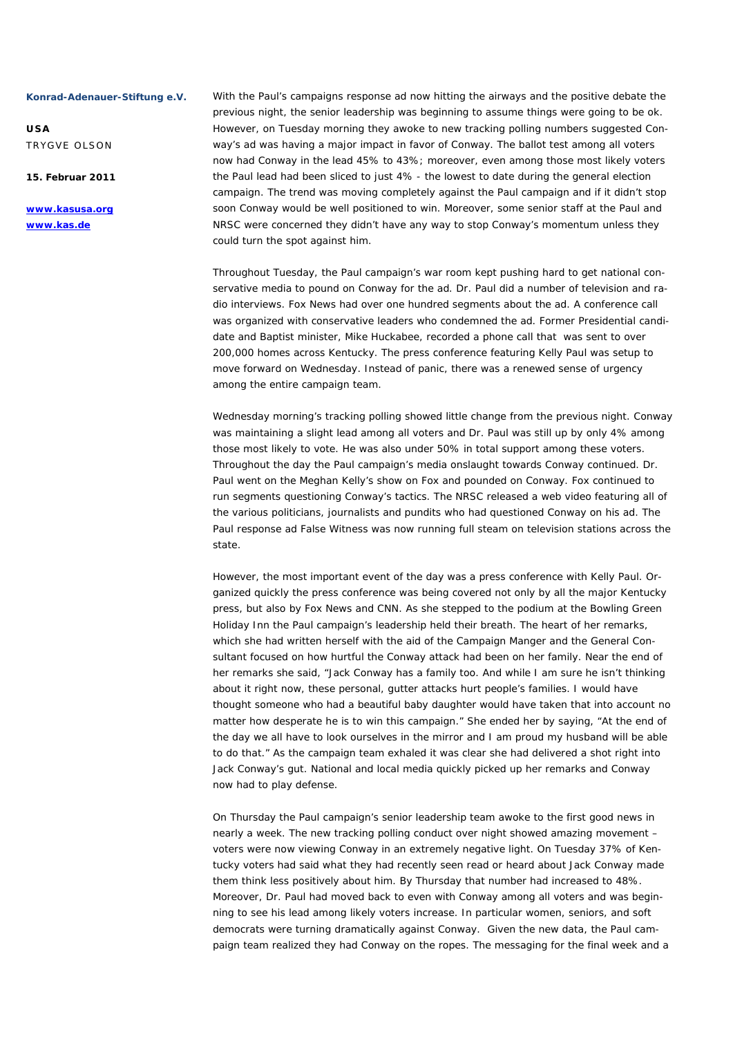With the Paul's campaigns response ad now hitting the airways and the positive debate the previous night, the senior leadership was beginning to assume things were going to be ok. However, on Tuesday morning they awoke to new tracking polling numbers suggested Conway's ad was having a major impact in favor of Conway. The ballot test among all voters now had Conway in the lead 45% to 43%; moreover, even among those most likely voters the Paul lead had been sliced to just 4% - the lowest to date during the general election campaign. The trend was moving completely against the Paul campaign and if it didn't stop soon Conway would be well positioned to win. Moreover, some senior staff at the Paul and NRSC were concerned they didn't have any way to stop Conway's momentum unless they could turn the spot against him.

Throughout Tuesday, the Paul campaign's war room kept pushing hard to get national conservative media to pound on Conway for the ad. Dr. Paul did a number of television and radio interviews. Fox News had over one hundred segments about the ad. A conference call was organized with conservative leaders who condemned the ad. Former Presidential candidate and Baptist minister, Mike Huckabee, recorded a phone call that was sent to over 200,000 homes across Kentucky. The press conference featuring Kelly Paul was setup to move forward on Wednesday. Instead of panic, there was a renewed sense of urgency among the entire campaign team.

Wednesday morning's tracking polling showed little change from the previous night. Conway was maintaining a slight lead among all voters and Dr. Paul was still up by only 4% among those most likely to vote. He was also under 50% in total support among these voters. Throughout the day the Paul campaign's media onslaught towards Conway continued. Dr. Paul went on the Meghan Kelly's show on Fox and pounded on Conway. Fox continued to run segments questioning Conway's tactics. The NRSC released a web video featuring all of the various politicians, journalists and pundits who had questioned Conway on his ad. The Paul response ad False Witness was now running full steam on television stations across the state.

However, the most important event of the day was a press conference with Kelly Paul. Organized quickly the press conference was being covered not only by all the major Kentucky press, but also by Fox News and CNN. As she stepped to the podium at the Bowling Green Holiday Inn the Paul campaign's leadership held their breath. The heart of her remarks, which she had written herself with the aid of the Campaign Manger and the General Consultant focused on how hurtful the Conway attack had been on her family. Near the end of her remarks she said, "Jack Conway has a family too. And while I am sure he isn't thinking about it right now, these personal, gutter attacks hurt people's families. I would have thought someone who had a beautiful baby daughter would have taken that into account no matter how desperate he is to win this campaign." She ended her by saying, "At the end of the day we all have to look ourselves in the mirror and I am proud my husband will be able to do that." As the campaign team exhaled it was clear she had delivered a shot right into Jack Conway's gut. National and local media quickly picked up her remarks and Conway now had to play defense.

On Thursday the Paul campaign's senior leadership team awoke to the first good news in nearly a week. The new tracking polling conduct over night showed amazing movement – voters were now viewing Conway in an extremely negative light. On Tuesday 37% of Kentucky voters had said what they had recently seen read or heard about Jack Conway made them think less positively about him. By Thursday that number had increased to 48%. Moreover, Dr. Paul had moved back to even with Conway among all voters and was beginning to see his lead among likely voters increase. In particular women, seniors, and soft democrats were turning dramatically against Conway. Given the new data, the Paul campaign team realized they had Conway on the ropes. The messaging for the final week and a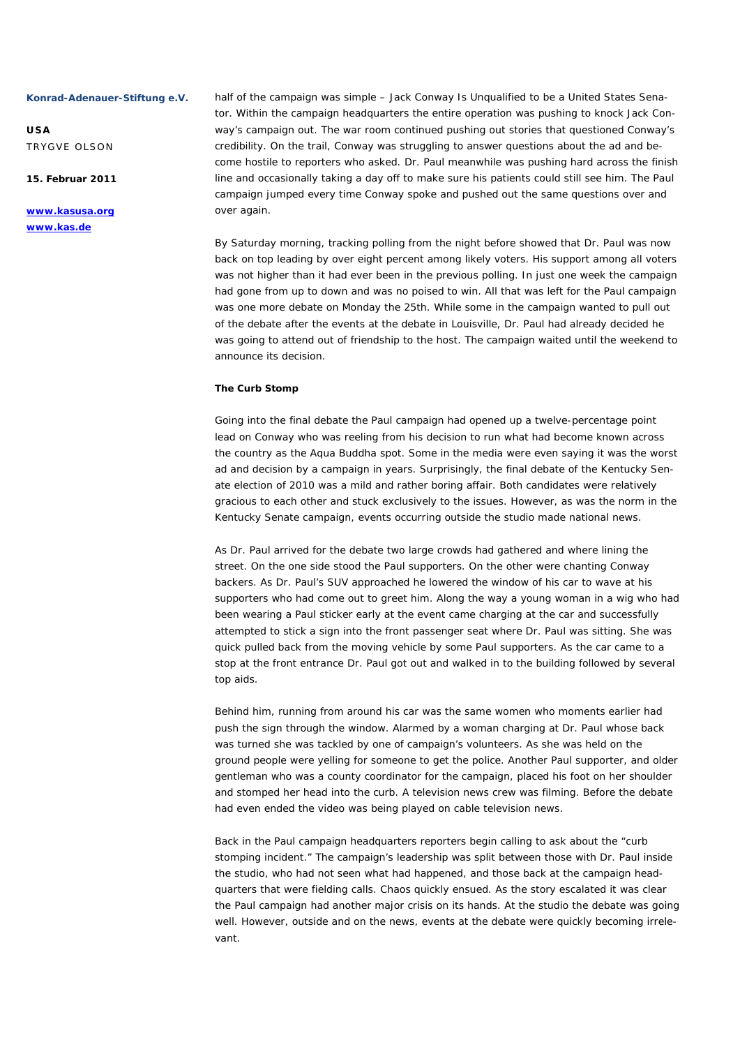half of the campaign was simple – Jack Conway Is Unqualified to be a United States Senator. Within the campaign headquarters the entire operation was pushing to knock Jack Conway's campaign out. The war room continued pushing out stories that questioned Conway's credibility. On the trail, Conway was struggling to answer questions about the ad and become hostile to reporters who asked. Dr. Paul meanwhile was pushing hard across the finish line and occasionally taking a day off to make sure his patients could still see him. The Paul campaign jumped every time Conway spoke and pushed out the same questions over and over again.

By Saturday morning, tracking polling from the night before showed that Dr. Paul was now back on top leading by over eight percent among likely voters. His support among all voters was not higher than it had ever been in the previous polling. In just one week the campaign had gone from up to down and was no poised to win. All that was left for the Paul campaign was one more debate on Monday the 25th. While some in the campaign wanted to pull out of the debate after the events at the debate in Louisville, Dr. Paul had already decided he was going to attend out of friendship to the host. The campaign waited until the weekend to announce its decision.

**The Curb Stomp**

Going into the final debate the Paul campaign had opened up a twelve-percentage point lead on Conway who was reeling from his decision to run what had become known across the country as the Aqua Buddha spot. Some in the media were even saying it was the worst ad and decision by a campaign in years. Surprisingly, the final debate of the Kentucky Senate election of 2010 was a mild and rather boring affair. Both candidates were relatively gracious to each other and stuck exclusively to the issues. However, as was the norm in the Kentucky Senate campaign, events occurring outside the studio made national news.

As Dr. Paul arrived for the debate two large crowds had gathered and where lining the street. On the one side stood the Paul supporters. On the other were chanting Conway backers. As Dr. Paul's SUV approached he lowered the window of his car to wave at his supporters who had come out to greet him. Along the way a young woman in a wig who had been wearing a Paul sticker early at the event came charging at the car and successfully attempted to stick a sign into the front passenger seat where Dr. Paul was sitting. She was quick pulled back from the moving vehicle by some Paul supporters. As the car came to a stop at the front entrance Dr. Paul got out and walked in to the building followed by several top aids.

Behind him, running from around his car was the same women who moments earlier had push the sign through the window. Alarmed by a woman charging at Dr. Paul whose back was turned she was tackled by one of campaign's volunteers. As she was held on the ground people were yelling for someone to get the police. Another Paul supporter, and older gentleman who was a county coordinator for the campaign, placed his foot on her shoulder and stomped her head into the curb. A television news crew was filming. Before the debate had even ended the video was being played on cable television news.

Back in the Paul campaign headquarters reporters begin calling to ask about the "curb stomping incident." The campaign's leadership was split between those with Dr. Paul inside the studio, who had not seen what had happened, and those back at the campaign headquarters that were fielding calls. Chaos quickly ensued. As the story escalated it was clear the Paul campaign had another major crisis on its hands. At the studio the debate was going well. However, outside and on the news, events at the debate were quickly becoming irrelevant.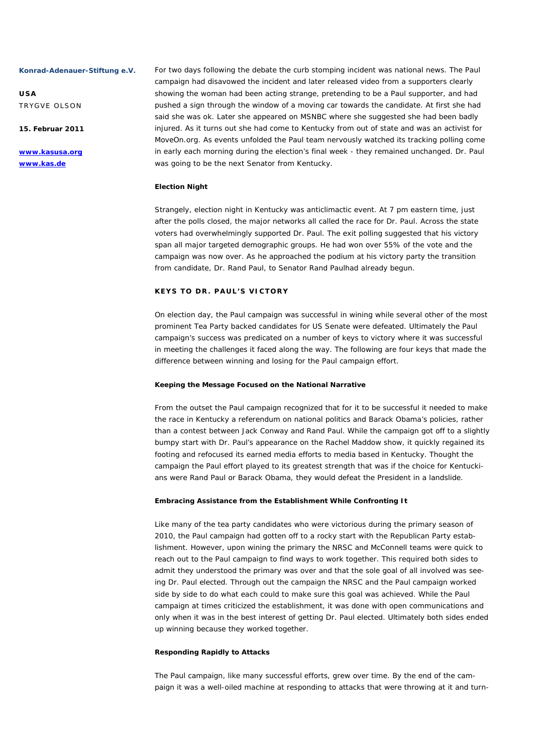For two days following the debate the curb stomping incident was national news. The Paul campaign had disavowed the incident and later released video from a supporters clearly showing the woman had been acting strange, pretending to be a Paul supporter, and had pushed a sign through the window of a moving car towards the candidate. At first she had said she was ok. Later she appeared on MSNBC where she suggested she had been badly injured. As it turns out she had come to Kentucky from out of state and was an activist for MoveOn.org. As events unfolded the Paul team nervously watched its tracking polling come in early each morning during the election's final week - they remained unchanged. Dr. Paul was going to be the next Senator from Kentucky.

**Election Night**

Strangely, election night in Kentucky was anticlimactic event. At 7 pm eastern time, just after the polls closed, the major networks all called the race for Dr. Paul. Across the state voters had overwhelmingly supported Dr. Paul. The exit polling suggested that his victory span all major targeted demographic groups. He had won over 55% of the vote and the campaign was now over. As he approached the podium at his victory party the transition from candidate, Dr. Rand Paul, to Senator Rand Paulhad already begun.

## KEYS TO DR. PAUL'S VICTORY

On election day, the Paul campaign was successful in wining while several other of the most prominent Tea Party backed candidates for US Senate were defeated. Ultimately the Paul campaign's success was predicated on a number of keys to victory where it was successful in meeting the challenges it faced along the way. The following are four keys that made the difference between winning and losing for the Paul campaign effort.

**Keeping the Message Focused on the National Narrative**

From the outset the Paul campaign recognized that for it to be successful it needed to make the race in Kentucky a referendum on national politics and Barack Obama's policies, rather than a contest between Jack Conway and Rand Paul. While the campaign got off to a slightly bumpy start with Dr. Paul's appearance on the Rachel Maddow show, it quickly regained its footing and refocused its earned media efforts to media based in Kentucky. Thought the campaign the Paul effort played to its greatest strength that was if the choice for Kentuckians were Rand Paul or Barack Obama, they would defeat the President in a landslide.

**Embracing Assistance from the Establishment While Confronting It**

Like many of the tea party candidates who were victorious during the primary season of 2010, the Paul campaign had gotten off to a rocky start with the Republican Party establishment. However, upon wining the primary the NRSC and McConnell teams were quick to reach out to the Paul campaign to find ways to work together. This required both sides to admit they understood the primary was over and that the sole goal of all involved was seeing Dr. Paul elected. Through out the campaign the NRSC and the Paul campaign worked side by side to do what each could to make sure this goal was achieved. While the Paul campaign at times criticized the establishment, it was done with open communications and only when it was in the best interest of getting Dr. Paul elected. Ultimately both sides ended up winning because they worked together.

**Responding Rapidly to Attacks**

The Paul campaign, like many successful efforts, grew over time. By the end of the campaign it was a well-oiled machine at responding to attacks that were throwing at it and turn-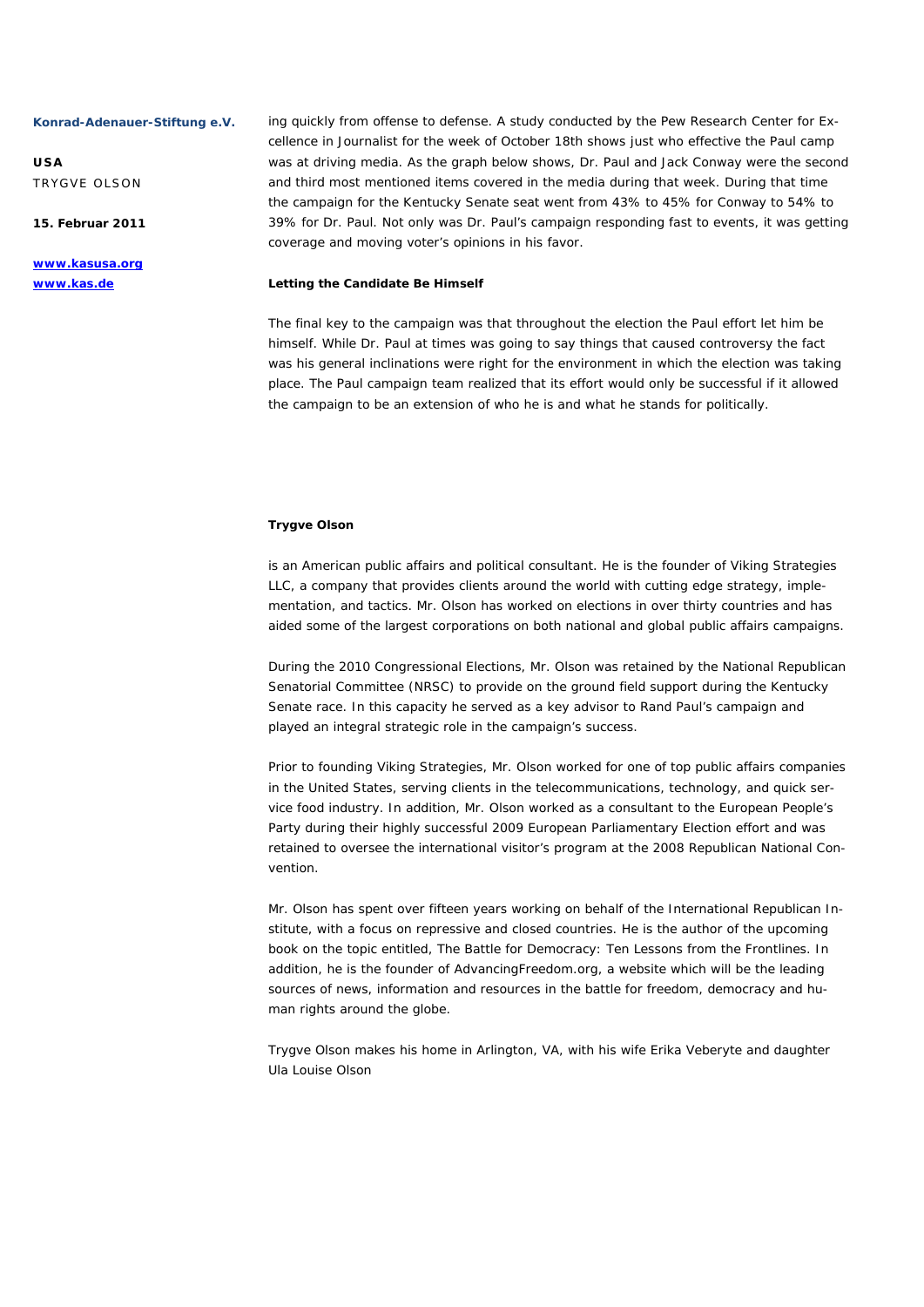ing quickly from offense to defense. A study conducted by the Pew Research Center for Excellence in Journalist for the week of October 18th shows just who effective the Paul camp was at driving media. As the graph below shows, Dr. Paul and Jack Conway were the second and third most mentioned items covered in the media during that week. During that time the campaign for the Kentucky Senate seat went from 43% to 45% for Conway to 54% to 39% for Dr. Paul. Not only was Dr. Paul's campaign responding fast to events, it was getting coverage and moving voter's opinions in his favor.

**Letting the Candidate Be Himself**

The final key to the campaign was that throughout the election the Paul effort let him be himself. While Dr. Paul at times was going to say things that caused controversy the fact was his general inclinations were right for the environment in which the election was taking place. The Paul campaign team realized that its effort would only be successful if it allowed the campaign to be an extension of who he is and what he stands for politically.

**Trygve Olson**

is an American public affairs and political consultant. He is the founder of Viking Strategies LLC, a company that provides clients around the world with cutting edge strategy, implementation, and tactics. Mr. Olson has worked on elections in over thirty countries and has aided some of the largest corporations on both national and global public affairs campaigns.

During the 2010 Congressional Elections, Mr. Olson was retained by the National Republican Senatorial Committee (NRSC) to provide on the ground field support during the Kentucky Senate race. In this capacity he served as a key advisor to Rand Paul's campaign and played an integral strategic role in the campaign's success.

Prior to founding Viking Strategies, Mr. Olson worked for one of top public affairs companies in the United States, serving clients in the telecommunications, technology, and quick service food industry. In addition, Mr. Olson worked as a consultant to the European People's Party during their highly successful 2009 European Parliamentary Election effort and was retained to oversee the international visitor's program at the 2008 Republican National Convention.

Mr. Olson has spent over fifteen years working on behalf of the International Republican Institute, with a focus on repressive and closed countries. He is the author of the upcoming book on the topic entitled, The Battle for Democracy: Ten Lessons from the Frontlines. In addition, he is the founder of AdvancingFreedom.org, a website which will be the leading sources of news, information and resources in the battle for freedom, democracy and human rights around the globe.

Trygve Olson makes his home in Arlington, VA, with his wife Erika Veberyte and daughter Ula Louise Olson